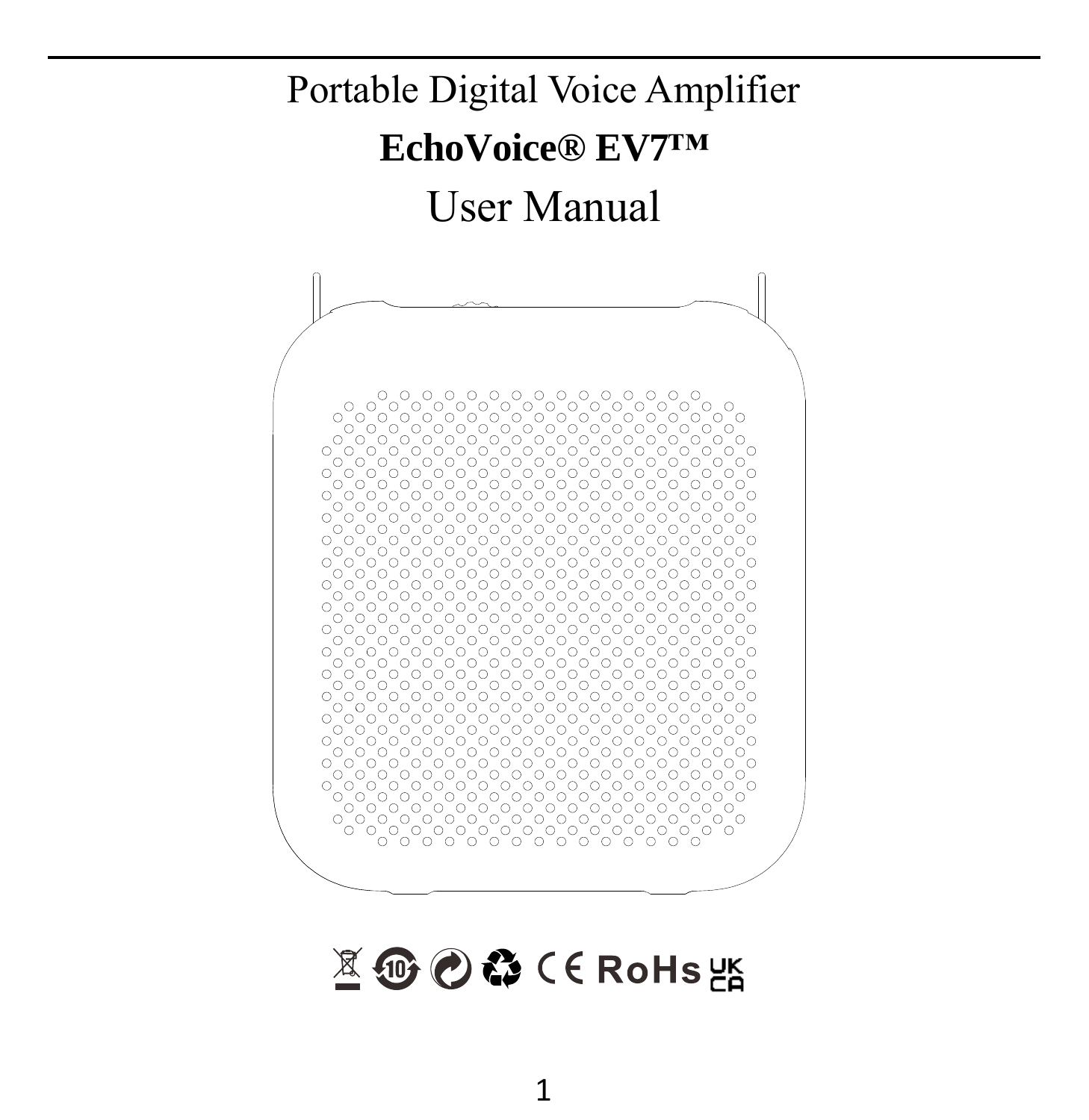Portable Digital Voice Amplifier

# EchoVoice® EV7™

User Manual

CE RoHS UK CA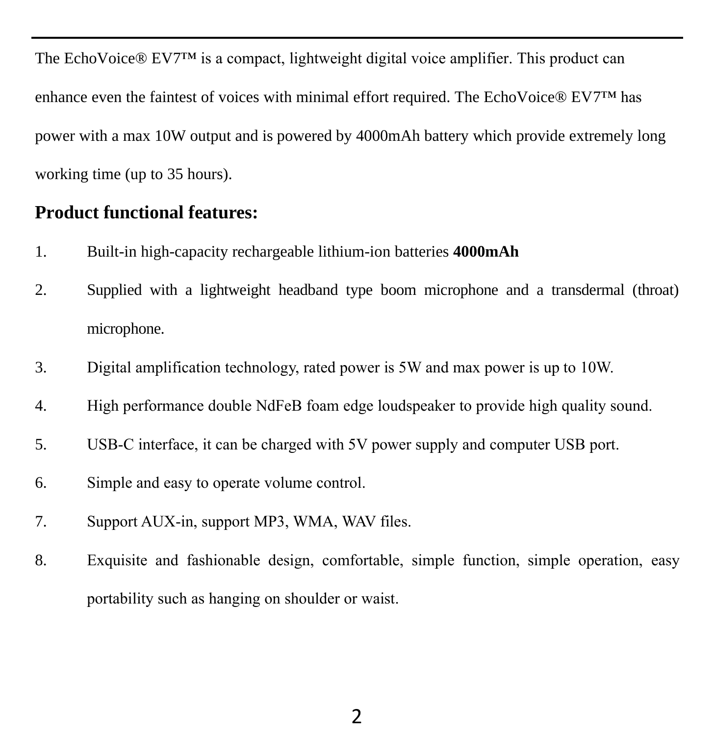The EchoVoice® EV7™ is a compact, lightweight digital voice amplifier. This product can enhance even the faintest of voices with minimal effort required. The EchoVoice® EV7™ has power with a max 10W output and is powered by 4000mAh battery which provide extremely long working time (up to 35 hours).

## Product functional features:

1. Built-in high-capacity rechargeable lithium-ion batteries **4000mAh**
2. Supplied with a lightweight headband type boom microphone and a transdermal (throat) microphone.
3. Digital amplification technology, rated power is 5W and max power is up to 10W.
4. High performance double NdFeB foam edge loudspeaker to provide high quality sound.
5. USB-C interface, it can be charged with 5V power supply and computer USB port.
6. Simple and easy to operate volume control.
7. Support AUX-in, support MP3, WMA, WAV files.
8. Exquisite and fashionable design, comfortable, simple function, simple operation, easy portability such as hanging on shoulder or waist.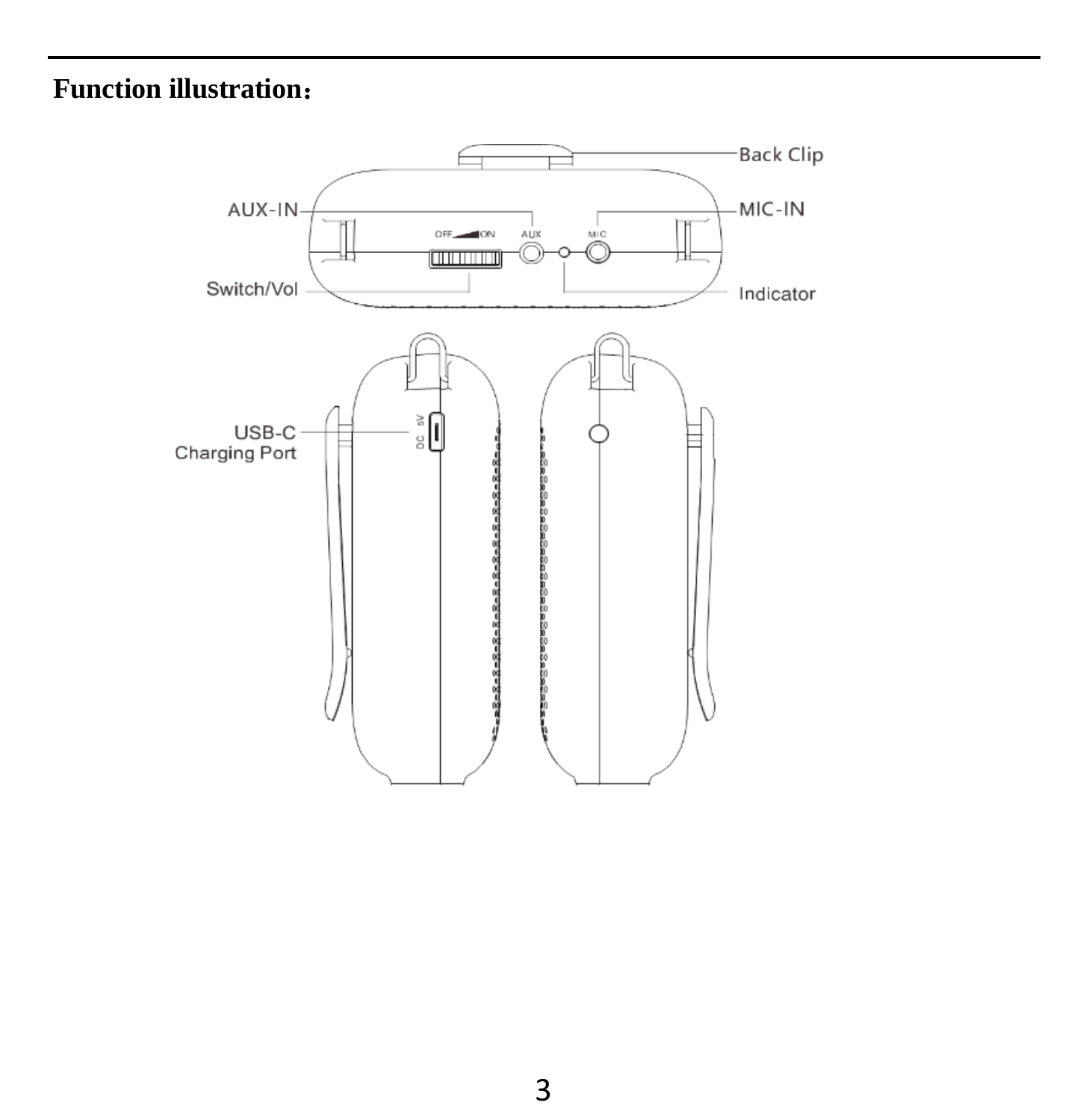**Function illustration：**

Back Clip

AUX-IN

MIC-IN

Switch/Vol

Indicator

USB-C Charging Port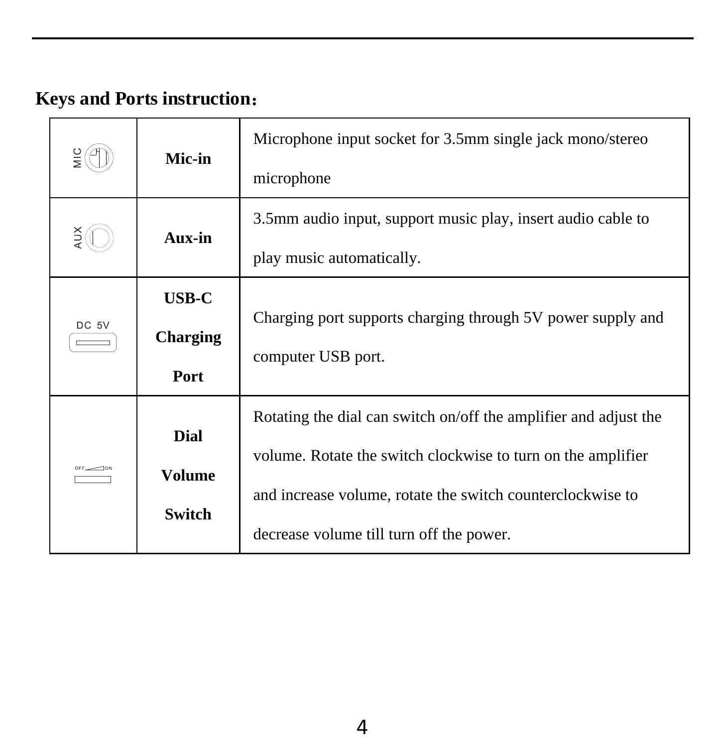**Keys and Ports instruction：**

| | | |
|---|---|---|
| MIC | **Mic-in** | Microphone input socket for 3.5mm single jack mono/stereo microphone |
| AUX | **Aux-in** | 3.5mm audio input, support music play, insert audio cable to play music automatically. |
| DC 5V | **USB-C Charging Port** | Charging port supports charging through 5V power supply and computer USB port. |
| OFF ON | **Dial Volume Switch** | Rotating the dial can switch on/off the amplifier and adjust the volume. Rotate the switch clockwise to turn on the amplifier and increase volume, rotate the switch counterclockwise to decrease volume till turn off the power. |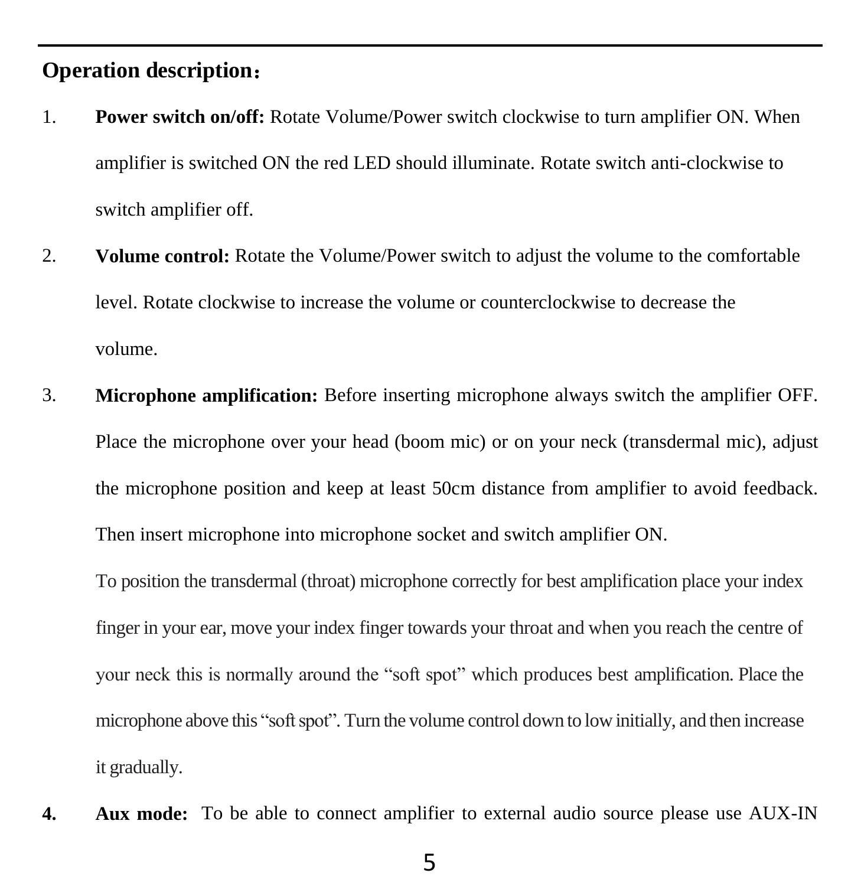## Operation description：

1. **Power switch on/off:** Rotate Volume/Power switch clockwise to turn amplifier ON. When amplifier is switched ON the red LED should illuminate. Rotate switch anti-clockwise to switch amplifier off.

2. **Volume control:** Rotate the Volume/Power switch to adjust the volume to the comfortable level. Rotate clockwise to increase the volume or counterclockwise to decrease the volume.

3. **Microphone amplification:** Before inserting microphone always switch the amplifier OFF. Place the microphone over your head (boom mic) or on your neck (transdermal mic), adjust the microphone position and keep at least 50cm distance from amplifier to avoid feedback. Then insert microphone into microphone socket and switch amplifier ON.

   To position the transdermal (throat) microphone correctly for best amplification place your index finger in your ear, move your index finger towards your throat and when you reach the centre of your neck this is normally around the "soft spot" which produces best amplification. Place the microphone above this "soft spot". Turn the volume control down to low initially, and then increase it gradually.

4. **Aux mode:** To be able to connect amplifier to external audio source please use AUX-IN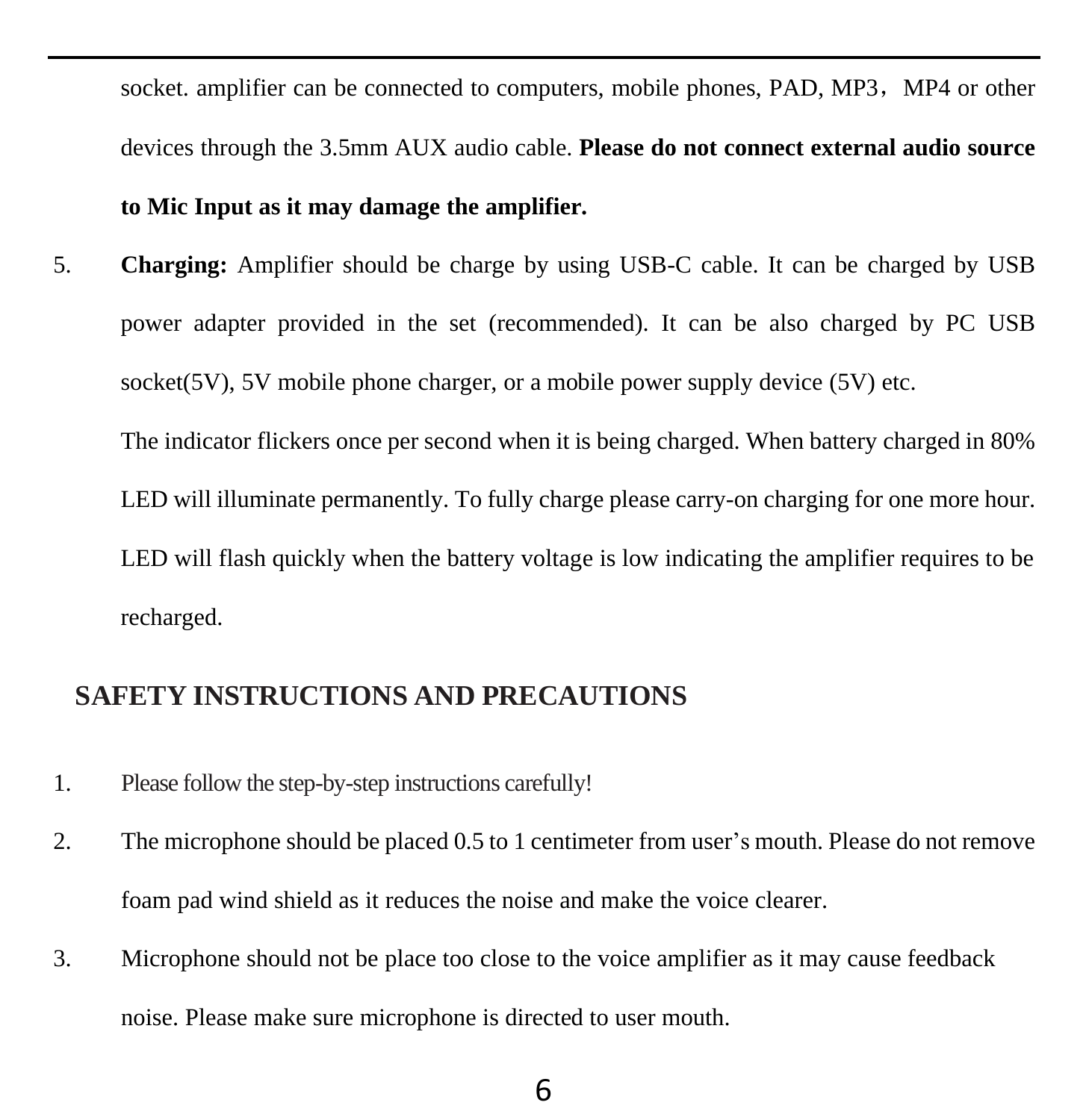socket. amplifier can be connected to computers, mobile phones, PAD, MP3，MP4 or other devices through the 3.5mm AUX audio cable. **Please do not connect external audio source to Mic Input as it may damage the amplifier.**

5. **Charging:** Amplifier should be charge by using USB-C cable. It can be charged by USB power adapter provided in the set (recommended). It can be also charged by PC USB socket(5V), 5V mobile phone charger, or a mobile power supply device (5V) etc.

   The indicator flickers once per second when it is being charged. When battery charged in 80% LED will illuminate permanently. To fully charge please carry-on charging for one more hour. LED will flash quickly when the battery voltage is low indicating the amplifier requires to be recharged.

## SAFETY INSTRUCTIONS AND PRECAUTIONS

1. Please follow the step-by-step instructions carefully!
2. The microphone should be placed 0.5 to 1 centimeter from user's mouth. Please do not remove foam pad wind shield as it reduces the noise and make the voice clearer.
3. Microphone should not be place too close to the voice amplifier as it may cause feedback noise. Please make sure microphone is directed to user mouth.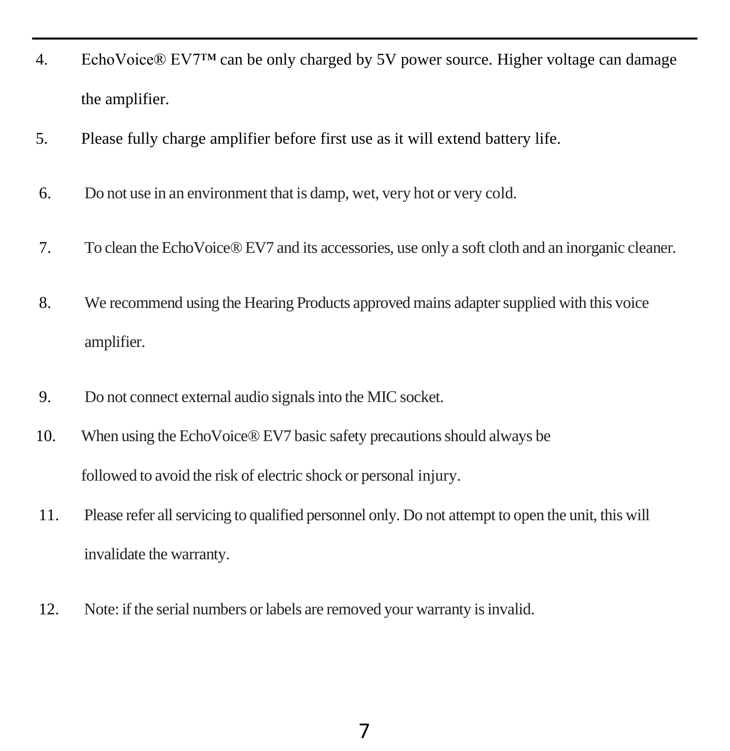4. EchoVoice® EV7™ can be only charged by 5V power source. Higher voltage can damage the amplifier.
5. Please fully charge amplifier before first use as it will extend battery life.
6. Do not use in an environment that is damp, wet, very hot or very cold.
7. To clean the EchoVoice® EV7 and its accessories, use only a soft cloth and an inorganic cleaner.
8. We recommend using the Hearing Products approved mains adapter supplied with this voice amplifier.
9. Do not connect external audio signals into the MIC socket.
10. When using the EchoVoice® EV7 basic safety precautions should always be followed to avoid the risk of electric shock or personal injury.
11. Please refer all servicing to qualified personnel only. Do not attempt to open the unit, this will invalidate the warranty.
12. Note: if the serial numbers or labels are removed your warranty is invalid.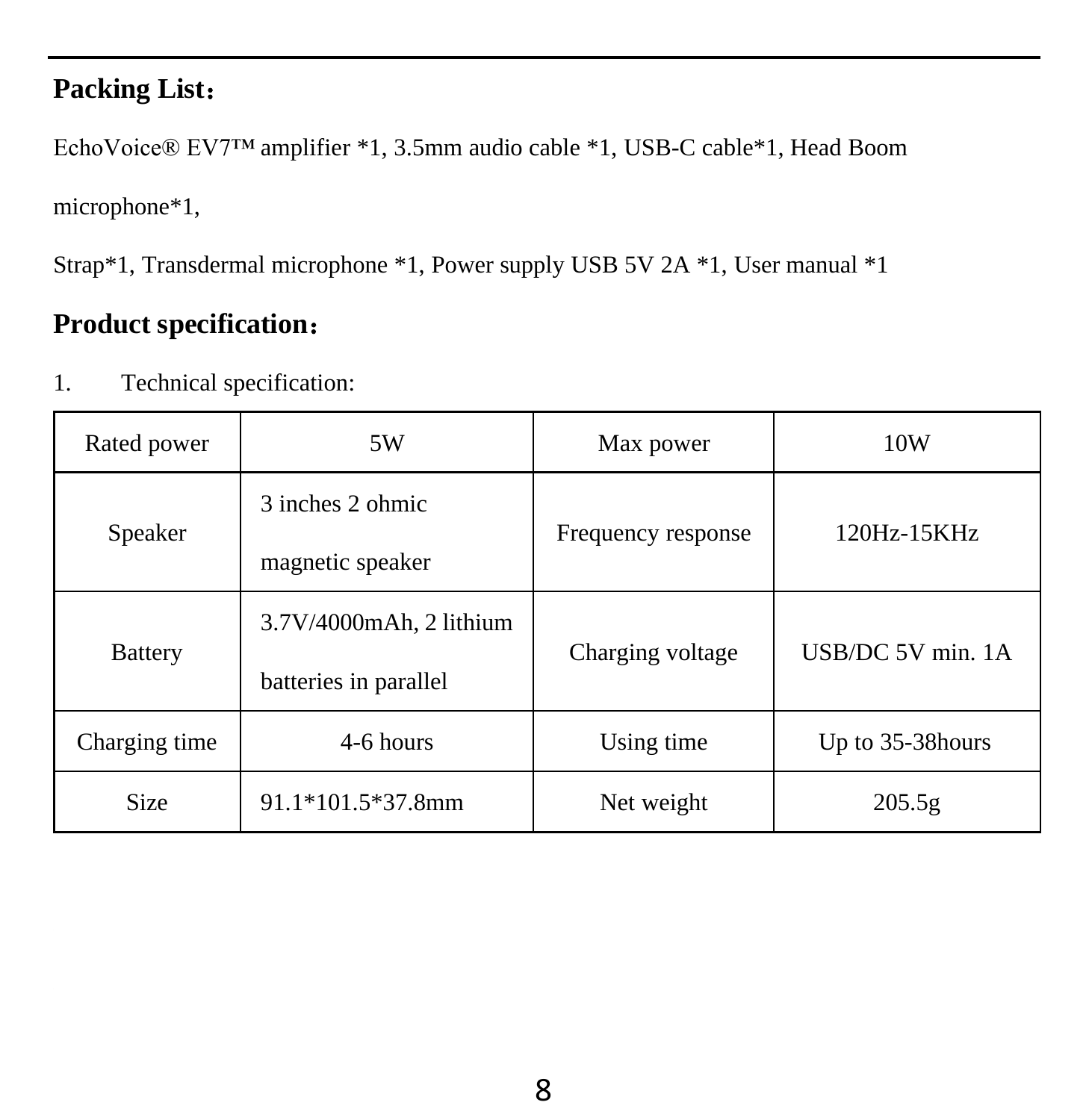## Packing List：

EchoVoice® EV7™ amplifier *1, 3.5mm audio cable *1, USB-C cable*1, Head Boom microphone*1,

Strap*1, Transdermal microphone *1, Power supply USB 5V 2A *1, User manual *1

## Product specification：

1. Technical specification:

| Rated power | 5W | Max power | 10W |
|---|---|---|---|
| Speaker | 3 inches 2 ohmic magnetic speaker | Frequency response | 120Hz-15KHz |
| Battery | 3.7V/4000mAh, 2 lithium batteries in parallel | Charging voltage | USB/DC 5V min. 1A |
| Charging time | 4-6 hours | Using time | Up to 35-38hours |
| Size | 91.1*101.5*37.8mm | Net weight | 205.5g |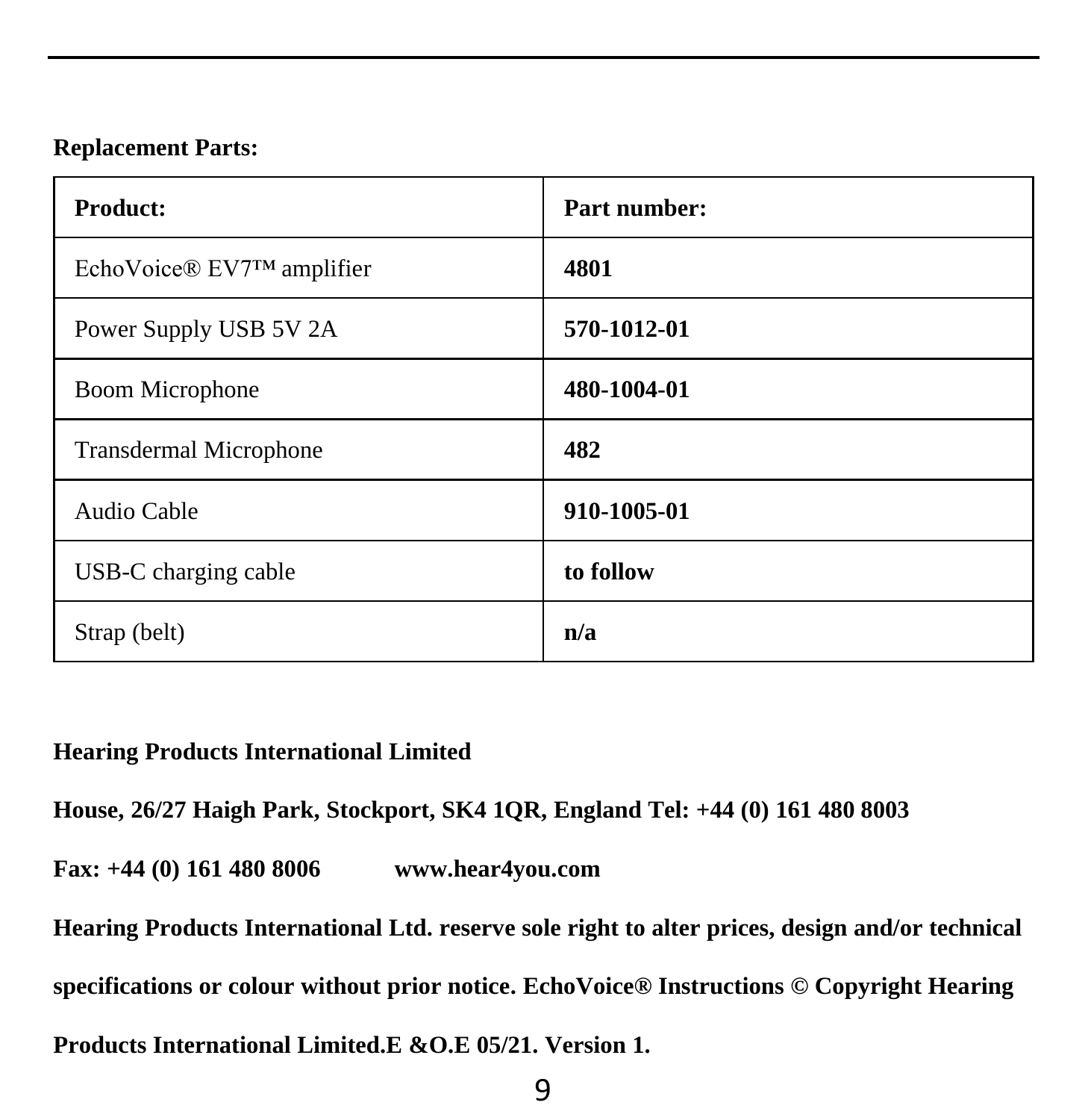**Replacement Parts:**

| Product: | Part number: |
|---|---|
| EchoVoice® EV7™ amplifier | **4801** |
| Power Supply USB 5V 2A | **570-1012-01** |
| Boom Microphone | **480-1004-01** |
| Transdermal Microphone | **482** |
| Audio Cable | **910-1005-01** |
| USB-C charging cable | **to follow** |
| Strap (belt) | **n/a** |

**Hearing Products International Limited**

**House, 26/27 Haigh Park, Stockport, SK4 1QR, England Tel: +44 (0) 161 480 8003**

**Fax: +44 (0) 161 480 8006 www.hear4you.com**

**Hearing Products International Ltd. reserve sole right to alter prices, design and/or technical specifications or colour without prior notice. EchoVoice® Instructions © Copyright Hearing Products International Limited.E &O.E 05/21. Version 1.**